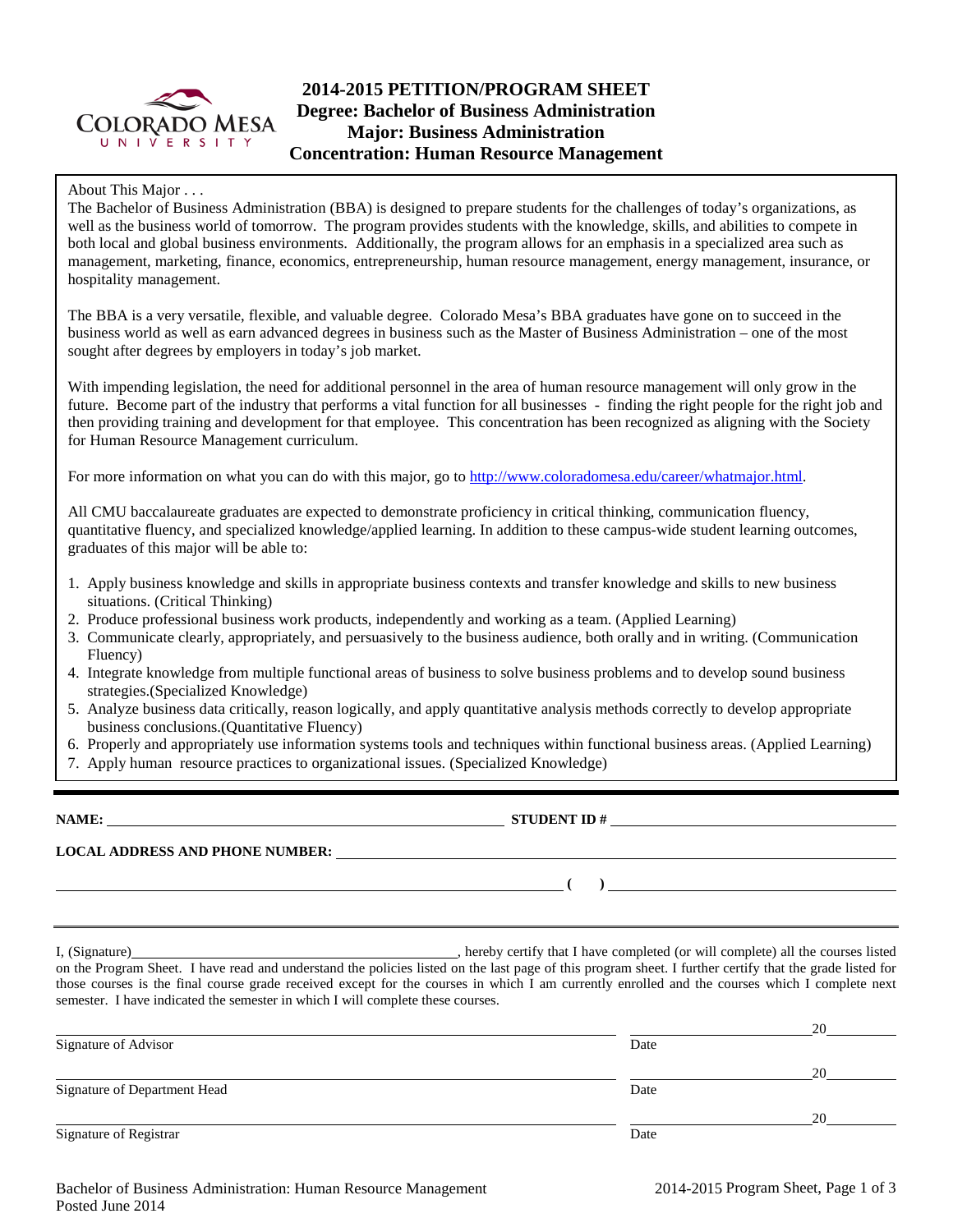# 2014-2015 PETITION/PROGRAM SHEET
## Degree: Bachelor of Business Administration
## Major: Business Administration
## Concentration: Human Resource Management

About This Major . . .

The Bachelor of Business Administration (BBA) is designed to prepare students for the challenges of today's organizations, as well as the business world of tomorrow. The program provides students with the knowledge, skills, and abilities to compete in both local and global business environments. Additionally, the program allows for an emphasis in a specialized area such as management, marketing, finance, economics, entrepreneurship, human resource management, energy management, insurance, or hospitality management.

The BBA is a very versatile, flexible, and valuable degree. Colorado Mesa's BBA graduates have gone on to succeed in the business world as well as earn advanced degrees in business such as the Master of Business Administration – one of the most sought after degrees by employers in today's job market.

With impending legislation, the need for additional personnel in the area of human resource management will only grow in the future. Become part of the industry that performs a vital function for all businesses - finding the right people for the right job and then providing training and development for that employee. This concentration has been recognized as aligning with the Society for Human Resource Management curriculum.

For more information on what you can do with this major, go to http://www.coloradomesa.edu/career/whatmajor.html.

All CMU baccalaureate graduates are expected to demonstrate proficiency in critical thinking, communication fluency, quantitative fluency, and specialized knowledge/applied learning. In addition to these campus-wide student learning outcomes, graduates of this major will be able to:

1. Apply business knowledge and skills in appropriate business contexts and transfer knowledge and skills to new business situations. (Critical Thinking)
2. Produce professional business work products, independently and working as a team. (Applied Learning)
3. Communicate clearly, appropriately, and persuasively to the business audience, both orally and in writing. (Communication Fluency)
4. Integrate knowledge from multiple functional areas of business to solve business problems and to develop sound business strategies.(Specialized Knowledge)
5. Analyze business data critically, reason logically, and apply quantitative analysis methods correctly to develop appropriate business conclusions.(Quantitative Fluency)
6. Properly and appropriately use information systems tools and techniques within functional business areas. (Applied Learning)
7. Apply human resource practices to organizational issues. (Specialized Knowledge)

---

**NAME:** ______________________________ **STUDENT ID #** ______________________________

**LOCAL ADDRESS AND PHONE NUMBER:** ______________________________

______________________________ **( )** ______________________________

---

I, (Signature)______________________________, hereby certify that I have completed (or will complete) all the courses listed on the Program Sheet. I have read and understand the policies listed on the last page of this program sheet. I further certify that the grade listed for those courses is the final course grade received except for the courses in which I am currently enrolled and the courses which I complete next semester. I have indicated the semester in which I will complete these courses.

______________________________ ______________ 20______
Signature of Advisor Date

______________________________ ______________ 20______
Signature of Department Head Date

______________________________ ______________ 20______
Signature of Registrar Date

Bachelor of Business Administration: Human Resource Management
Posted June 2014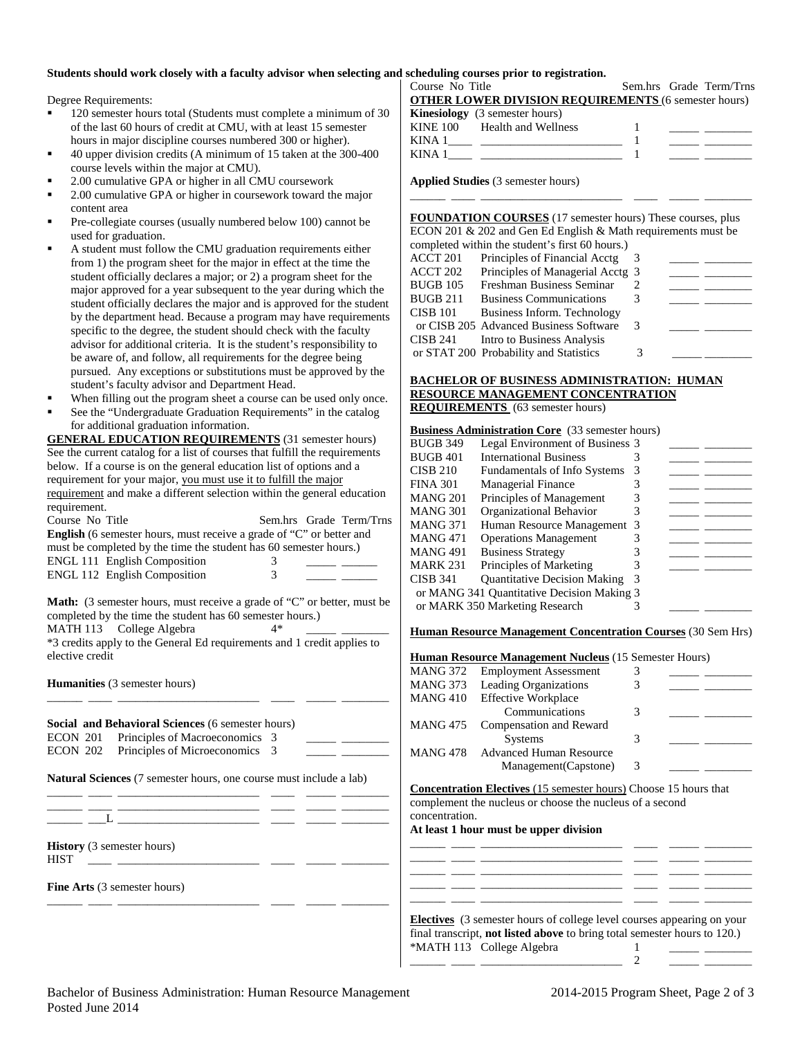**Students should work closely with a faculty advisor when selecting and scheduling courses prior to registration.**

Degree Requirements:

- 120 semester hours total (Students must complete a minimum of 30 of the last 60 hours of credit at CMU, with at least 15 semester hours in major discipline courses numbered 300 or higher).
- 40 upper division credits (A minimum of 15 taken at the 300-400 course levels within the major at CMU).
- 2.00 cumulative GPA or higher in all CMU coursework
- 2.00 cumulative GPA or higher in coursework toward the major content area
- Pre-collegiate courses (usually numbered below 100) cannot be used for graduation.
- A student must follow the CMU graduation requirements either from 1) the program sheet for the major in effect at the time the student officially declares a major; or 2) a program sheet for the major approved for a year subsequent to the year during which the student officially declares the major and is approved for the student by the department head. Because a program may have requirements specific to the degree, the student should check with the faculty advisor for additional criteria. It is the student's responsibility to be aware of, and follow, all requirements for the degree being pursued. Any exceptions or substitutions must be approved by the student's faculty advisor and Department Head.
- When filling out the program sheet a course can be used only once.
- See the "Undergraduate Graduation Requirements" in the catalog for additional graduation information.

**GENERAL EDUCATION REQUIREMENTS** (31 semester hours) See the current catalog for a list of courses that fulfill the requirements below. If a course is on the general education list of options and a requirement for your major, you must use it to fulfill the major requirement and make a different selection within the general education requirement.

| Course No | Title | Sem.hrs | Grade | Term/Trns |
|---|---|---|---|---|
| **English** (6 semester hours, must receive a grade of "C" or better and must be completed by the time the student has 60 semester hours.) | | | | |
| ENGL 111 | English Composition | 3 | _____ | _____ |
| ENGL 112 | English Composition | 3 | _____ | _____ |
| **Math:** (3 semester hours, must receive a grade of "C" or better, must be completed by the time the student has 60 semester hours.) | | | | |
| MATH 113 | College Algebra | 4* | _____ | ________ |

*3 credits apply to the General Ed requirements and 1 credit applies to elective credit

| Course No | Title | Sem.hrs | Grade | Term/Trns |
|---|---|---|---|---|
| **Humanities** (3 semester hours) | | | | |
| ______ ____ | ________________________ | ____ | _____ | ________ |
| **Social and Behavioral Sciences** (6 semester hours) | | | | |
| ECON 201 | Principles of Macroeconomics | 3 | _____ | ________ |
| ECON 202 | Principles of Microeconomics | 3 | _____ | ________ |
| **Natural Sciences** (7 semester hours, one course must include a lab) | | | | |
| ______ ____ | ________________________ | ____ | _____ | ________ |
| ______ ____ | ________________________ | ____ | _____ | ________ |
| ______ ___L | ________________________ | ____ | _____ | ________ |
| **History** (3 semester hours) | | | | |
| HIST ____ | ________________________ | ____ | _____ | ________ |
| **Fine Arts** (3 semester hours) | | | | |
| ______ ____ | ________________________ | ____ | _____ | ________ |

| Course No | Title | Sem.hrs | Grade | Term/Trns |
|---|---|---|---|---|
| **OTHER LOWER DIVISION REQUIREMENTS** (6 semester hours) | | | | |
| **Kinesiology** (3 semester hours) | | | | |
| KINE 100 | Health and Wellness | 1 | _____ | ________ |
| KINA 1____ | ________________________ | 1 | _____ | ________ |
| KINA 1____ | ________________________ | 1 | _____ | ________ |
| **Applied Studies** (3 semester hours) | | | | |
| ______ ____ | ________________________ | ____ | _____ | ________ |

**FOUNDATION COURSES** (17 semester hours) These courses, plus ECON 201 & 202 and Gen Ed English & Math requirements must be completed within the student's first 60 hours.)

| Course No | Title | Sem.hrs | Grade | Term/Trns |
|---|---|---|---|---|
| ACCT 201 | Principles of Financial Acctg | 3 | _____ | ________ |
| ACCT 202 | Principles of Managerial Acctg | 3 | _____ | ________ |
| BUGB 105 | Freshman Business Seminar | 2 | _____ | ________ |
| BUGB 211 | Business Communications | 3 | _____ | ________ |
| CISB 101 or CISB 205 | Business Inform. Technology or Advanced Business Software | 3 | _____ | ________ |
| CISB 241 or STAT 200 | Intro to Business Analysis or Probability and Statistics | 3 | _____ | ________ |

**BACHELOR OF BUSINESS ADMINISTRATION: HUMAN RESOURCE MANAGEMENT CONCENTRATION REQUIREMENTS** (63 semester hours)

**Business Administration Core** (33 semester hours)

| Course No | Title | Sem.hrs | Grade | Term/Trns |
|---|---|---|---|---|
| BUGB 349 | Legal Environment of Business | 3 | _____ | ________ |
| BUGB 401 | International Business | 3 | _____ | ________ |
| CISB 210 | Fundamentals of Info Systems | 3 | _____ | ________ |
| FINA 301 | Managerial Finance | 3 | _____ | ________ |
| MANG 201 | Principles of Management | 3 | _____ | ________ |
| MANG 301 | Organizational Behavior | 3 | _____ | ________ |
| MANG 371 | Human Resource Management | 3 | _____ | ________ |
| MANG 471 | Operations Management | 3 | _____ | ________ |
| MANG 491 | Business Strategy | 3 | _____ | ________ |
| MARK 231 | Principles of Marketing | 3 | _____ | ________ |
| CISB 341 or MANG 341 or MARK 350 | Quantitative Decision Making or Quantitative Decision Making or Marketing Research | 3 | _____ | ________ |

**Human Resource Management Concentration Courses** (30 Sem Hrs)

**Human Resource Management Nucleus** (15 Semester Hours)

| Course No | Title | Sem.hrs | Grade | Term/Trns |
|---|---|---|---|---|
| MANG 372 | Employment Assessment | 3 | _____ | ________ |
| MANG 373 | Leading Organizations | 3 | _____ | ________ |
| MANG 410 | Effective Workplace Communications | 3 | _____ | ________ |
| MANG 475 | Compensation and Reward Systems | 3 | _____ | ________ |
| MANG 478 | Advanced Human Resource Management(Capstone) | 3 | _____ | ________ |

**Concentration Electives** (15 semester hours) Choose 15 hours that complement the nucleus or choose the nucleus of a second concentration.

**At least 1 hour must be upper division**

| Course No | Title | Sem.hrs | Grade | Term/Trns |
|---|---|---|---|---|
| ______ ____ | ________________________ | ____ | _____ | ________ |
| ______ ____ | ________________________ | ____ | _____ | ________ |
| ______ ____ | ________________________ | ____ | _____ | ________ |
| ______ ____ | ________________________ | ____ | _____ | ________ |
| ______ ____ | ________________________ | ____ | _____ | ________ |

**Electives** (3 semester hours of college level courses appearing on your final transcript, **not listed above** to bring total semester hours to 120.)

| Course No | Title | Sem.hrs | Grade | Term/Trns |
|---|---|---|---|---|
| *MATH 113 | College Algebra | 1 | _____ | ________ |
| ______ ____ | ________________________ | 2 | _____ | ________ |

Bachelor of Business Administration: Human Resource Management
Posted June 2014

2014-2015 Program Sheet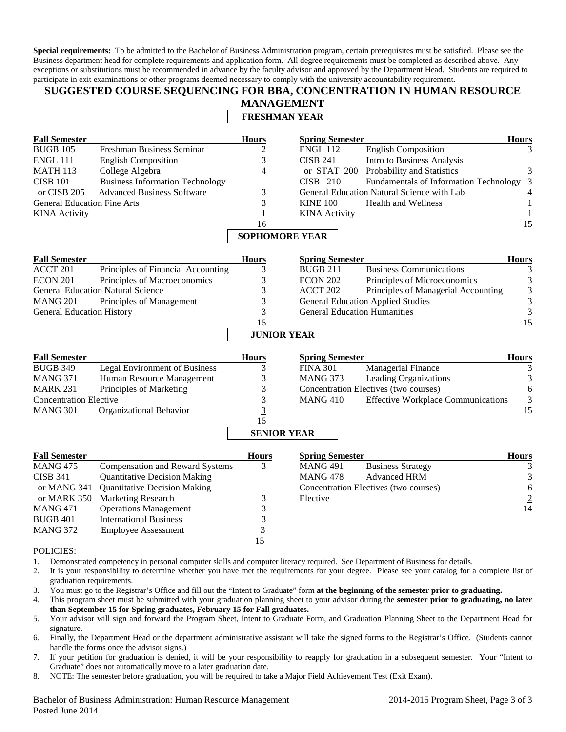**Special requirements:** To be admitted to the Bachelor of Business Administration program, certain prerequisites must be satisfied. Please see the Business department head for complete requirements and application form. All degree requirements must be completed as described above. Any exceptions or substitutions must be recommended in advance by the faculty advisor and approved by the Department Head. Students are required to participate in exit examinations or other programs deemed necessary to comply with the university accountability requirement.

# SUGGESTED COURSE SEQUENCING FOR BBA, CONCENTRATION IN HUMAN RESOURCE MANAGEMENT

## FRESHMAN YEAR

| Fall Semester | | Hours | Spring Semester | | Hours |
|---|---|---|---|---|---|
| BUGB 105 | Freshman Business Seminar | 2 | ENGL 112 | English Composition | 3 |
| ENGL 111 | English Composition | 3 | CISB 241 | Intro to Business Analysis | |
| MATH 113 | College Algebra | 4 | or STAT 200 | Probability and Statistics | 3 |
| CISB 101 | Business Information Technology | | CISB 210 | Fundamentals of Information Technology | 3 |
| or CISB 205 | Advanced Business Software | 3 | General Education Natural Science with Lab | | 4 |
| General Education Fine Arts | | 3 | KINE 100 | Health and Wellness | 1 |
| KINA Activity | | 1 | KINA Activity | | 1 |
| | | 16 | | | 15 |

## SOPHOMORE YEAR

| Fall Semester | | Hours | Spring Semester | | Hours |
|---|---|---|---|---|---|
| ACCT 201 | Principles of Financial Accounting | 3 | BUGB 211 | Business Communications | 3 |
| ECON 201 | Principles of Macroeconomics | 3 | ECON 202 | Principles of Microeconomics | 3 |
| General Education Natural Science | | 3 | ACCT 202 | Principles of Managerial Accounting | 3 |
| MANG 201 | Principles of Management | 3 | General Education Applied Studies | | 3 |
| General Education History | | 3 | General Education Humanities | | 3 |
| | | 15 | | | 15 |

## JUNIOR YEAR

| Fall Semester | | Hours | Spring Semester | | Hours |
|---|---|---|---|---|---|
| BUGB 349 | Legal Environment of Business | 3 | FINA 301 | Managerial Finance | 3 |
| MANG 371 | Human Resource Management | 3 | MANG 373 | Leading Organizations | 3 |
| MARK 231 | Principles of Marketing | 3 | Concentration Electives (two courses) | | 6 |
| Concentration Elective | | 3 | MANG 410 | Effective Workplace Communications | 3 |
| MANG 301 | Organizational Behavior | 3 | | | 15 |
| | | 15 | | | |

## SENIOR YEAR

| Fall Semester | | Hours | Spring Semester | | Hours |
|---|---|---|---|---|---|
| MANG 475 | Compensation and Reward Systems | 3 | MANG 491 | Business Strategy | 3 |
| CISB 341 | Quantitative Decision Making | | MANG 478 | Advanced HRM | 3 |
| or MANG 341 | Quantitative Decision Making | | Concentration Electives (two courses) | | 6 |
| or MARK 350 | Marketing Research | 3 | Elective | | 2 |
| MANG 471 | Operations Management | 3 | | | 14 |
| BUGB 401 | International Business | 3 | | | |
| MANG 372 | Employee Assessment | 3 | | | |
| | | 15 | | | |

POLICIES:

1. Demonstrated competency in personal computer skills and computer literacy required. See Department of Business for details.
2. It is your responsibility to determine whether you have met the requirements for your degree. Please see your catalog for a complete list of graduation requirements.
3. You must go to the Registrar's Office and fill out the "Intent to Graduate" form **at the beginning of the semester prior to graduating.**
4. This program sheet must be submitted with your graduation planning sheet to your advisor during the **semester prior to graduating, no later than September 15 for Spring graduates, February 15 for Fall graduates.**
5. Your advisor will sign and forward the Program Sheet, Intent to Graduate Form, and Graduation Planning Sheet to the Department Head for signature.
6. Finally, the Department Head or the department administrative assistant will take the signed forms to the Registrar's Office. (Students cannot handle the forms once the advisor signs.)
7. If your petition for graduation is denied, it will be your responsibility to reapply for graduation in a subsequent semester. Your "Intent to Graduate" does not automatically move to a later graduation date.
8. NOTE: The semester before graduation, you will be required to take a Major Field Achievement Test (Exit Exam).

Bachelor of Business Administration: Human Resource Management
Posted June 2014